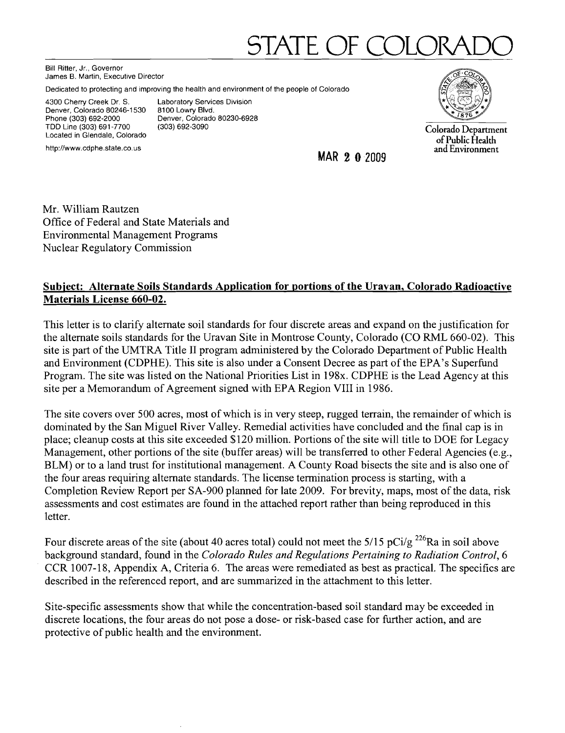# STATE OF COLORADO

Bill Ritter, Jr., Governor
James B. Martin, Executive Director

Dedicated to protecting and improving the health and environment of the people of Colorado

4300 Cherry Creek Dr. S.
Denver, Colorado 80246-1530
Phone (303) 692-2000
TDD Line (303) 691-7700
Located in Glendale, Colorado

Laboratory Services Division
8100 Lowry Blvd.
Denver, Colorado 80230-6928
(303) 692-3090

http://www.cdphe.state.co.us

Colorado Department of Public Health and Environment

MAR 20 2009

Mr. William Rautzen
Office of Federal and State Materials and Environmental Management Programs
Nuclear Regulatory Commission

**Subject: Alternate Soils Standards Application for portions of the Uravan, Colorado Radioactive Materials License 660-02.**

This letter is to clarify alternate soil standards for four discrete areas and expand on the justification for the alternate soils standards for the Uravan Site in Montrose County, Colorado (CO RML 660-02). This site is part of the UMTRA Title II program administered by the Colorado Department of Public Health and Environment (CDPHE). This site is also under a Consent Decree as part of the EPA's Superfund Program. The site was listed on the National Priorities List in 198x. CDPHE is the Lead Agency at this site per a Memorandum of Agreement signed with EPA Region VIII in 1986.

The site covers over 500 acres, most of which is in very steep, rugged terrain, the remainder of which is dominated by the San Miguel River Valley. Remedial activities have concluded and the final cap is in place; cleanup costs at this site exceeded $120 million. Portions of the site will title to DOE for Legacy Management, other portions of the site (buffer areas) will be transferred to other Federal Agencies (e.g., BLM) or to a land trust for institutional management. A County Road bisects the site and is also one of the four areas requiring alternate standards. The license termination process is starting, with a Completion Review Report per SA-900 planned for late 2009. For brevity, maps, most of the data, risk assessments and cost estimates are found in the attached report rather than being reproduced in this letter.

Four discrete areas of the site (about 40 acres total) could not meet the 5/15 pCi/g $^{226}$Ra in soil above background standard, found in the *Colorado Rules and Regulations Pertaining to Radiation Control*, 6 CCR 1007-18, Appendix A, Criteria 6. The areas were remediated as best as practical. The specifics are described in the referenced report, and are summarized in the attachment to this letter.

Site-specific assessments show that while the concentration-based soil standard may be exceeded in discrete locations, the four areas do not pose a dose- or risk-based case for further action, and are protective of public health and the environment.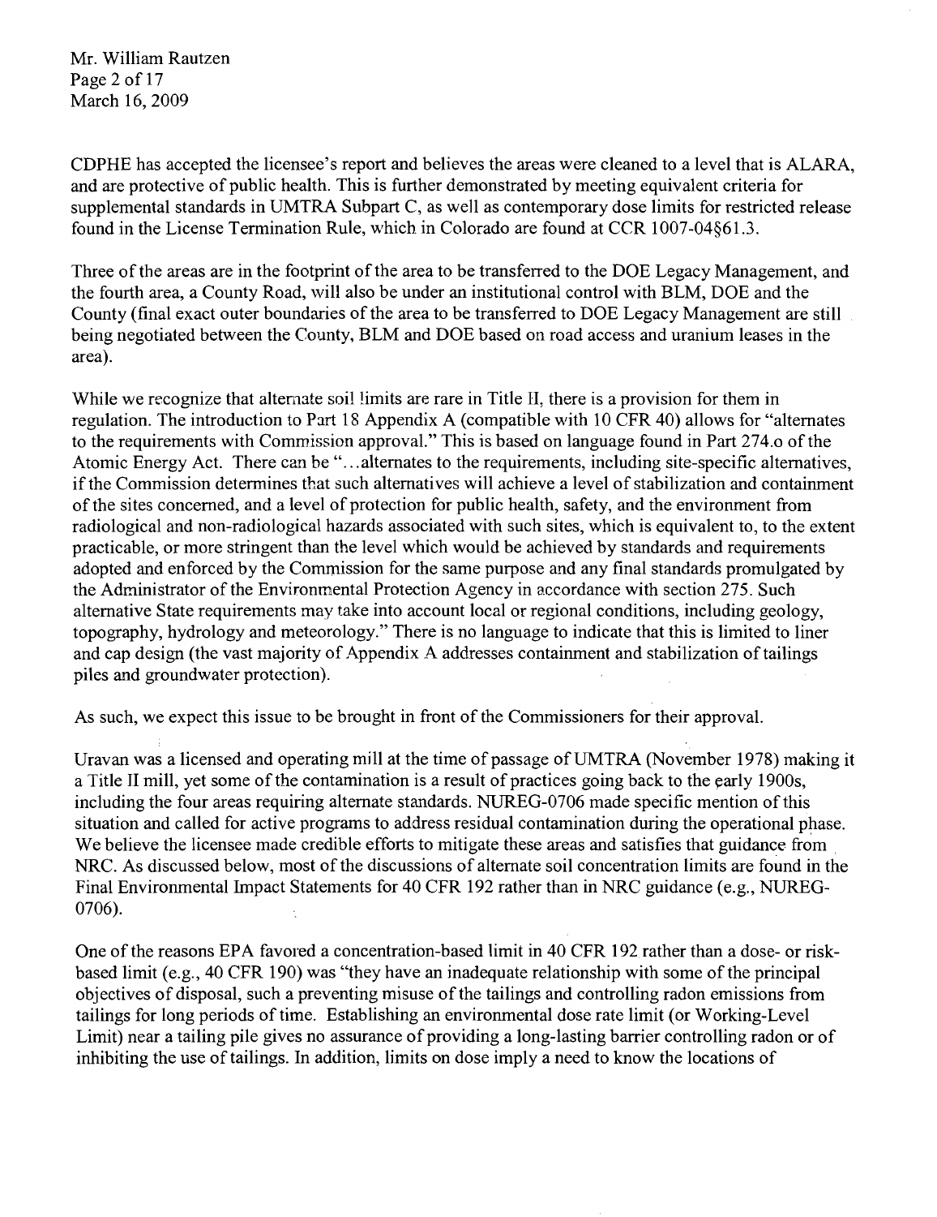CDPHE has accepted the licensee's report and believes the areas were cleaned to a level that is ALARA, and are protective of public health. This is further demonstrated by meeting equivalent criteria for supplemental standards in UMTRA Subpart C, as well as contemporary dose limits for restricted release found in the License Termination Rule, which in Colorado are found at CCR 1007-04§61.3.

Three of the areas are in the footprint of the area to be transferred to the DOE Legacy Management, and the fourth area, a County Road, will also be under an institutional control with BLM, DOE and the County (final exact outer boundaries of the area to be transferred to DOE Legacy Management are still being negotiated between the County, BLM and DOE based on road access and uranium leases in the area).

While we recognize that alternate soil limits are rare in Title II, there is a provision for them in regulation. The introduction to Part 18 Appendix A (compatible with 10 CFR 40) allows for "alternates to the requirements with Commission approval." This is based on language found in Part 274.o of the Atomic Energy Act. There can be "...alternates to the requirements, including site-specific alternatives, if the Commission determines that such alternatives will achieve a level of stabilization and containment of the sites concerned, and a level of protection for public health, safety, and the environment from radiological and non-radiological hazards associated with such sites, which is equivalent to, to the extent practicable, or more stringent than the level which would be achieved by standards and requirements adopted and enforced by the Commission for the same purpose and any final standards promulgated by the Administrator of the Environmental Protection Agency in accordance with section 275. Such alternative State requirements may take into account local or regional conditions, including geology, topography, hydrology and meteorology." There is no language to indicate that this is limited to liner and cap design (the vast majority of Appendix A addresses containment and stabilization of tailings piles and groundwater protection).

As such, we expect this issue to be brought in front of the Commissioners for their approval.

Uravan was a licensed and operating mill at the time of passage of UMTRA (November 1978) making it a Title II mill, yet some of the contamination is a result of practices going back to the early 1900s, including the four areas requiring alternate standards. NUREG-0706 made specific mention of this situation and called for active programs to address residual contamination during the operational phase. We believe the licensee made credible efforts to mitigate these areas and satisfies that guidance from NRC. As discussed below, most of the discussions of alternate soil concentration limits are found in the Final Environmental Impact Statements for 40 CFR 192 rather than in NRC guidance (e.g., NUREG-0706).

One of the reasons EPA favored a concentration-based limit in 40 CFR 192 rather than a dose- or risk-based limit (e.g., 40 CFR 190) was "they have an inadequate relationship with some of the principal objectives of disposal, such a preventing misuse of the tailings and controlling radon emissions from tailings for long periods of time. Establishing an environmental dose rate limit (or Working-Level Limit) near a tailing pile gives no assurance of providing a long-lasting barrier controlling radon or of inhibiting the use of tailings. In addition, limits on dose imply a need to know the locations of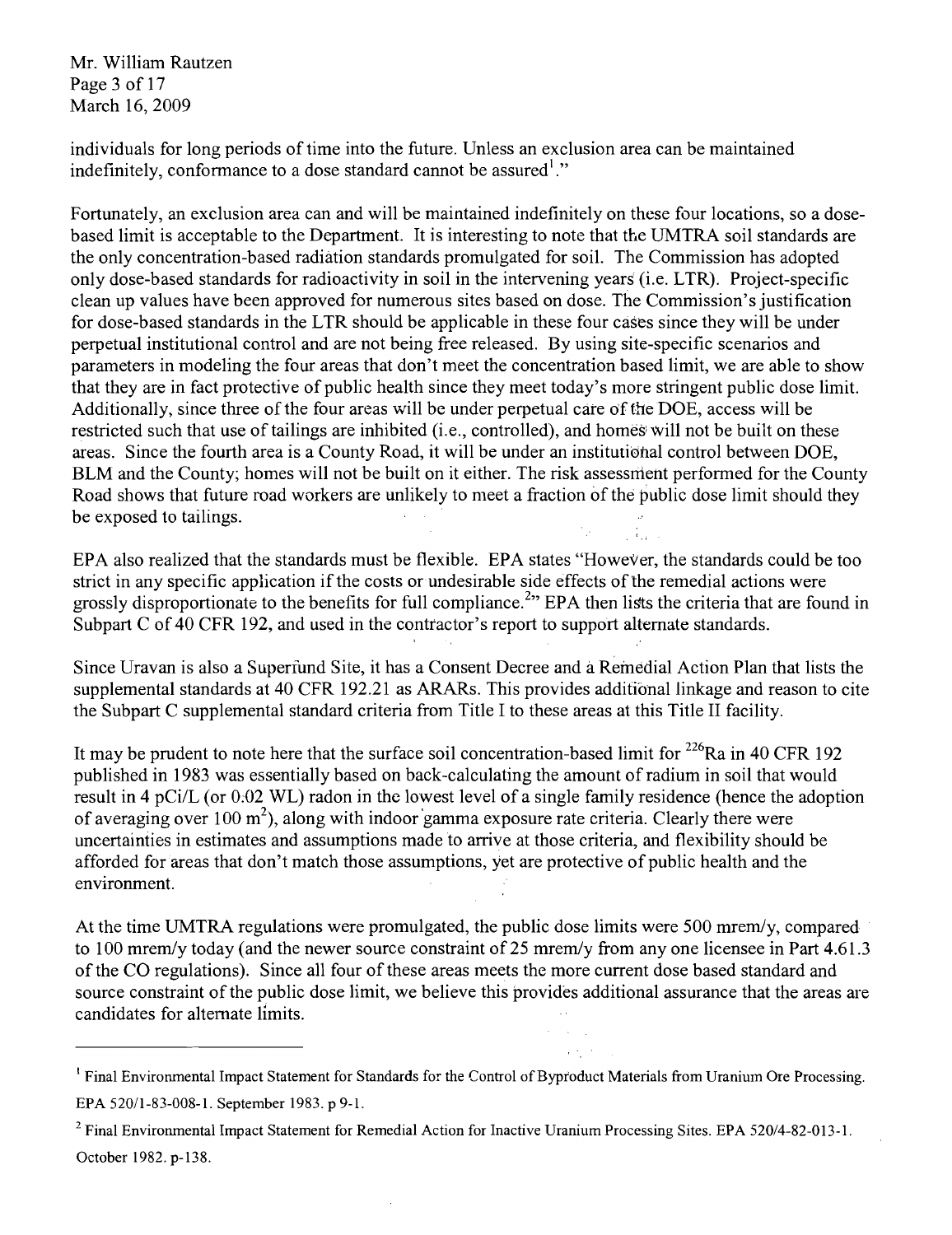individuals for long periods of time into the future. Unless an exclusion area can be maintained indefinitely, conformance to a dose standard cannot be assured[1]."

Fortunately, an exclusion area can and will be maintained indefinitely on these four locations, so a dose-based limit is acceptable to the Department. It is interesting to note that the UMTRA soil standards are the only concentration-based radiation standards promulgated for soil. The Commission has adopted only dose-based standards for radioactivity in soil in the intervening years (i.e. LTR). Project-specific clean up values have been approved for numerous sites based on dose. The Commission's justification for dose-based standards in the LTR should be applicable in these four cases since they will be under perpetual institutional control and are not being free released. By using site-specific scenarios and parameters in modeling the four areas that don't meet the concentration based limit, we are able to show that they are in fact protective of public health since they meet today's more stringent public dose limit. Additionally, since three of the four areas will be under perpetual care of the DOE, access will be restricted such that use of tailings are inhibited (i.e., controlled), and homes will not be built on these areas. Since the fourth area is a County Road, it will be under an institutional control between DOE, BLM and the County; homes will not be built on it either. The risk assessment performed for the County Road shows that future road workers are unlikely to meet a fraction of the public dose limit should they be exposed to tailings.

EPA also realized that the standards must be flexible. EPA states "However, the standards could be too strict in any specific application if the costs or undesirable side effects of the remedial actions were grossly disproportionate to the benefits for full compliance.[2]" EPA then lists the criteria that are found in Subpart C of 40 CFR 192, and used in the contractor's report to support alternate standards.

Since Uravan is also a Superfund Site, it has a Consent Decree and a Remedial Action Plan that lists the supplemental standards at 40 CFR 192.21 as ARARs. This provides additional linkage and reason to cite the Subpart C supplemental standard criteria from Title I to these areas at this Title II facility.

It may be prudent to note here that the surface soil concentration-based limit for $^{226}$Ra in 40 CFR 192 published in 1983 was essentially based on back-calculating the amount of radium in soil that would result in 4 pCi/L (or 0.02 WL) radon in the lowest level of a single family residence (hence the adoption of averaging over 100 $m^2$), along with indoor gamma exposure rate criteria. Clearly there were uncertainties in estimates and assumptions made to arrive at those criteria, and flexibility should be afforded for areas that don't match those assumptions, yet are protective of public health and the environment.

At the time UMTRA regulations were promulgated, the public dose limits were 500 mrem/y, compared to 100 mrem/y today (and the newer source constraint of 25 mrem/y from any one licensee in Part 4.61.3 of the CO regulations). Since all four of these areas meets the more current dose based standard and source constraint of the public dose limit, we believe this provides additional assurance that the areas are candidates for alternate limits.

---

[1] Final Environmental Impact Statement for Standards for the Control of Byproduct Materials from Uranium Ore Processing. EPA 520/1-83-008-1. September 1983. p 9-1.

[2] Final Environmental Impact Statement for Remedial Action for Inactive Uranium Processing Sites. EPA 520/4-82-013-1. October 1982. p-138.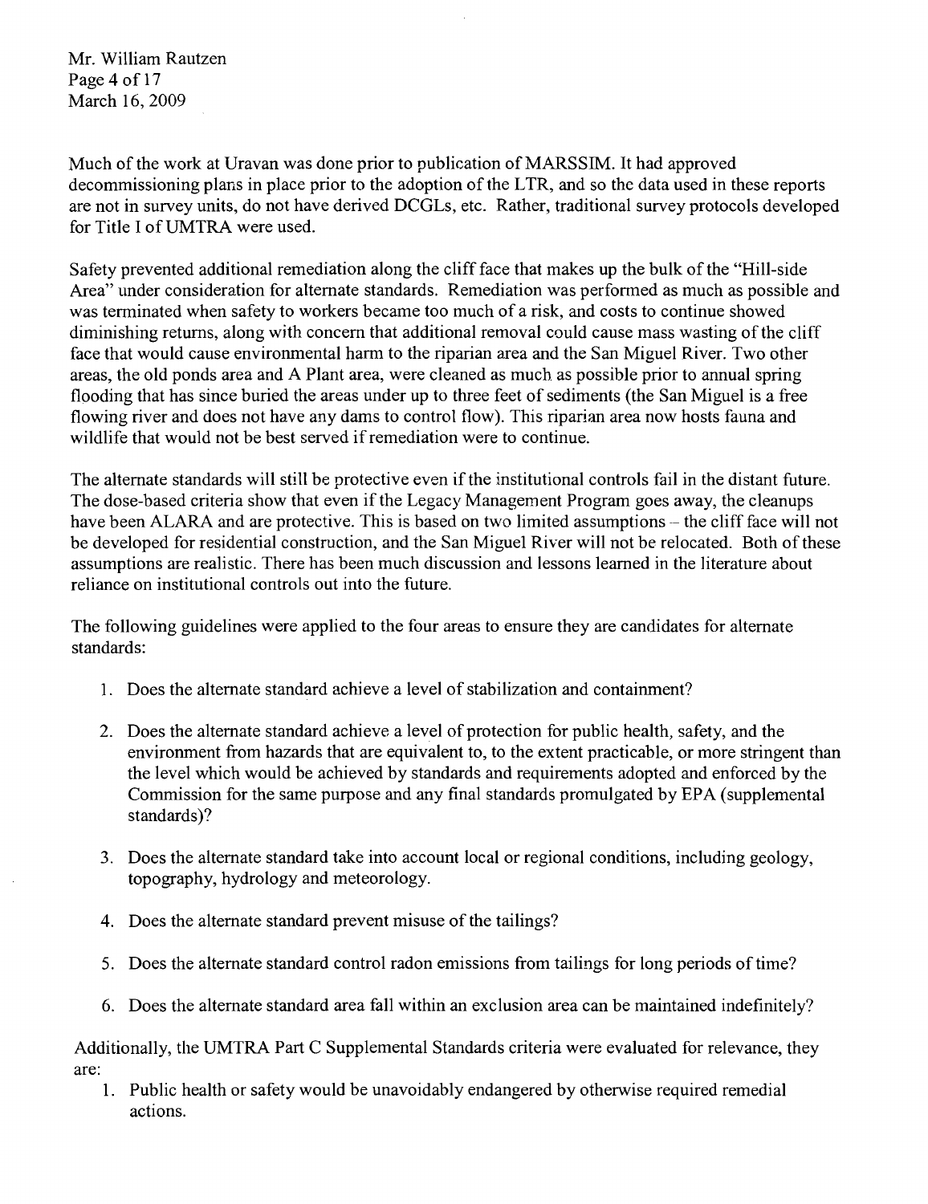Much of the work at Uravan was done prior to publication of MARSSIM. It had approved decommissioning plans in place prior to the adoption of the LTR, and so the data used in these reports are not in survey units, do not have derived DCGLs, etc. Rather, traditional survey protocols developed for Title I of UMTRA were used.

Safety prevented additional remediation along the cliff face that makes up the bulk of the "Hill-side Area" under consideration for alternate standards. Remediation was performed as much as possible and was terminated when safety to workers became too much of a risk, and costs to continue showed diminishing returns, along with concern that additional removal could cause mass wasting of the cliff face that would cause environmental harm to the riparian area and the San Miguel River. Two other areas, the old ponds area and A Plant area, were cleaned as much as possible prior to annual spring flooding that has since buried the areas under up to three feet of sediments (the San Miguel is a free flowing river and does not have any dams to control flow). This riparian area now hosts fauna and wildlife that would not be best served if remediation were to continue.

The alternate standards will still be protective even if the institutional controls fail in the distant future. The dose-based criteria show that even if the Legacy Management Program goes away, the cleanups have been ALARA and are protective. This is based on two limited assumptions – the cliff face will not be developed for residential construction, and the San Miguel River will not be relocated. Both of these assumptions are realistic. There has been much discussion and lessons learned in the literature about reliance on institutional controls out into the future.

The following guidelines were applied to the four areas to ensure they are candidates for alternate standards:

1. Does the alternate standard achieve a level of stabilization and containment?

2. Does the alternate standard achieve a level of protection for public health, safety, and the environment from hazards that are equivalent to, to the extent practicable, or more stringent than the level which would be achieved by standards and requirements adopted and enforced by the Commission for the same purpose and any final standards promulgated by EPA (supplemental standards)?

3. Does the alternate standard take into account local or regional conditions, including geology, topography, hydrology and meteorology.

4. Does the alternate standard prevent misuse of the tailings?

5. Does the alternate standard control radon emissions from tailings for long periods of time?

6. Does the alternate standard area fall within an exclusion area can be maintained indefinitely?

Additionally, the UMTRA Part C Supplemental Standards criteria were evaluated for relevance, they are:

1. Public health or safety would be unavoidably endangered by otherwise required remedial actions.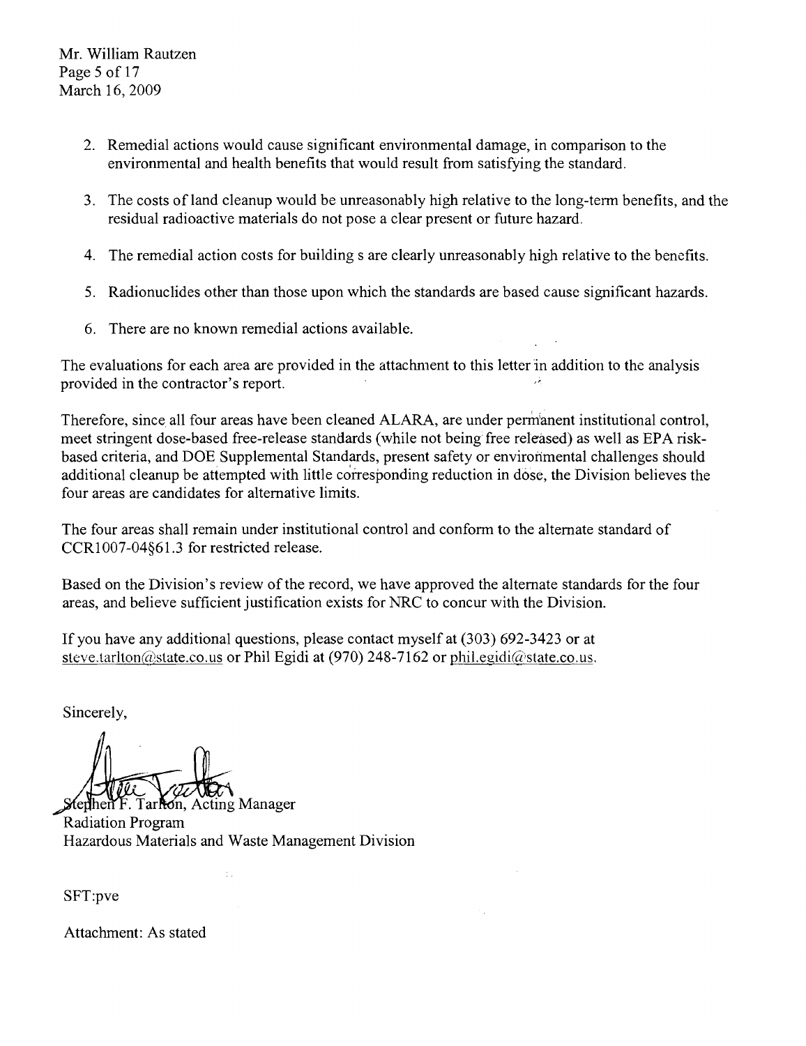Mr. William Rautzen
March 16, 2009

2. Remedial actions would cause significant environmental damage, in comparison to the environmental and health benefits that would result from satisfying the standard.

3. The costs of land cleanup would be unreasonably high relative to the long-term benefits, and the residual radioactive materials do not pose a clear present or future hazard.

4. The remedial action costs for building s are clearly unreasonably high relative to the benefits.

5. Radionuclides other than those upon which the standards are based cause significant hazards.

6. There are no known remedial actions available.

The evaluations for each area are provided in the attachment to this letter in addition to the analysis provided in the contractor's report.

Therefore, since all four areas have been cleaned ALARA, are under permanent institutional control, meet stringent dose-based free-release standards (while not being free released) as well as EPA risk-based criteria, and DOE Supplemental Standards, present safety or environmental challenges should additional cleanup be attempted with little corresponding reduction in dose, the Division believes the four areas are candidates for alternative limits.

The four areas shall remain under institutional control and conform to the alternate standard of CCR1007-04§61.3 for restricted release.

Based on the Division's review of the record, we have approved the alternate standards for the four areas, and believe sufficient justification exists for NRC to concur with the Division.

If you have any additional questions, please contact myself at (303) 692-3423 or at steve.tarlton@state.co.us or Phil Egidi at (970) 248-7162 or phil.egidi@state.co.us.

Sincerely,

Stephen F. Tarlton, Acting Manager
Radiation Program
Hazardous Materials and Waste Management Division

SFT:pve

Attachment: As stated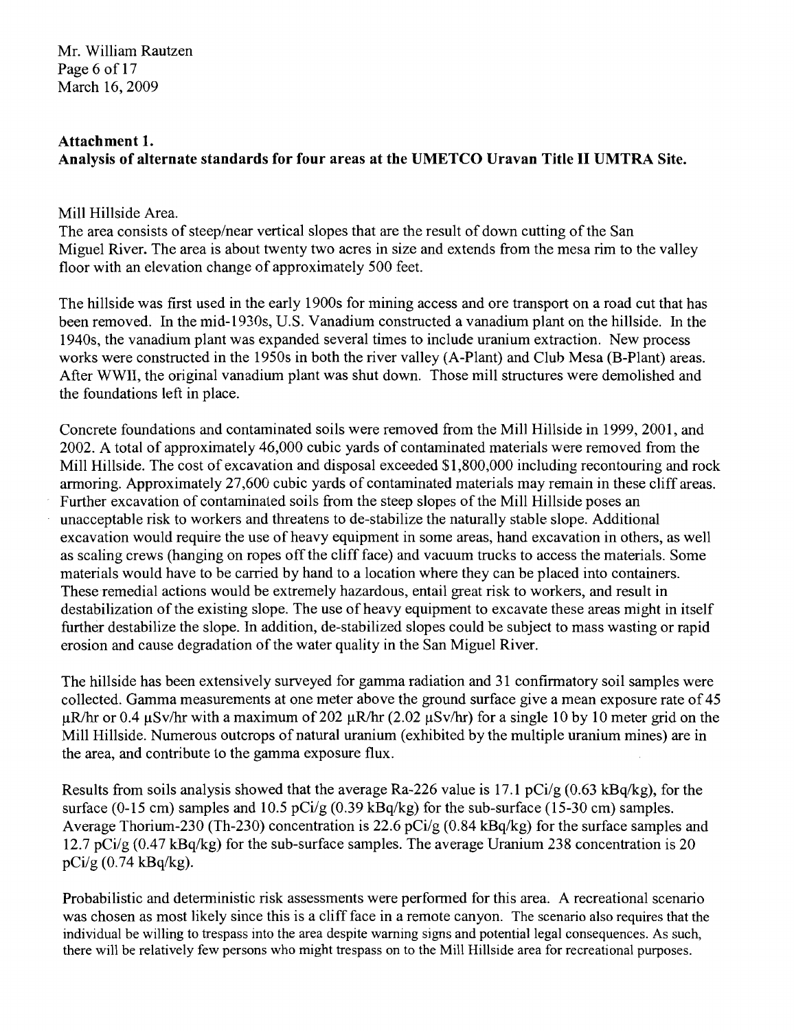Mr. William Rautzen
March 16, 2009

**Attachment 1.**
**Analysis of alternate standards for four areas at the UMETCO Uravan Title II UMTRA Site.**

Mill Hillside Area.
The area consists of steep/near vertical slopes that are the result of down cutting of the San Miguel River. The area is about twenty two acres in size and extends from the mesa rim to the valley floor with an elevation change of approximately 500 feet.

The hillside was first used in the early 1900s for mining access and ore transport on a road cut that has been removed. In the mid-1930s, U.S. Vanadium constructed a vanadium plant on the hillside. In the 1940s, the vanadium plant was expanded several times to include uranium extraction. New process works were constructed in the 1950s in both the river valley (A-Plant) and Club Mesa (B-Plant) areas. After WWII, the original vanadium plant was shut down. Those mill structures were demolished and the foundations left in place.

Concrete foundations and contaminated soils were removed from the Mill Hillside in 1999, 2001, and 2002. A total of approximately 46,000 cubic yards of contaminated materials were removed from the Mill Hillside. The cost of excavation and disposal exceeded $1,800,000 including recontouring and rock armoring. Approximately 27,600 cubic yards of contaminated materials may remain in these cliff areas. Further excavation of contaminated soils from the steep slopes of the Mill Hillside poses an unacceptable risk to workers and threatens to de-stabilize the naturally stable slope. Additional excavation would require the use of heavy equipment in some areas, hand excavation in others, as well as scaling crews (hanging on ropes off the cliff face) and vacuum trucks to access the materials. Some materials would have to be carried by hand to a location where they can be placed into containers. These remedial actions would be extremely hazardous, entail great risk to workers, and result in destabilization of the existing slope. The use of heavy equipment to excavate these areas might in itself further destabilize the slope. In addition, de-stabilized slopes could be subject to mass wasting or rapid erosion and cause degradation of the water quality in the San Miguel River.

The hillside has been extensively surveyed for gamma radiation and 31 confirmatory soil samples were collected. Gamma measurements at one meter above the ground surface give a mean exposure rate of 45 μR/hr or 0.4 μSv/hr with a maximum of 202 μR/hr (2.02 μSv/hr) for a single 10 by 10 meter grid on the Mill Hillside. Numerous outcrops of natural uranium (exhibited by the multiple uranium mines) are in the area, and contribute to the gamma exposure flux.

Results from soils analysis showed that the average Ra-226 value is 17.1 pCi/g (0.63 kBq/kg), for the surface (0-15 cm) samples and 10.5 pCi/g (0.39 kBq/kg) for the sub-surface (15-30 cm) samples. Average Thorium-230 (Th-230) concentration is 22.6 pCi/g (0.84 kBq/kg) for the surface samples and 12.7 pCi/g (0.47 kBq/kg) for the sub-surface samples. The average Uranium 238 concentration is 20 pCi/g (0.74 kBq/kg).

Probabilistic and deterministic risk assessments were performed for this area. A recreational scenario was chosen as most likely since this is a cliff face in a remote canyon. The scenario also requires that the individual be willing to trespass into the area despite warning signs and potential legal consequences. As such, there will be relatively few persons who might trespass on to the Mill Hillside area for recreational purposes.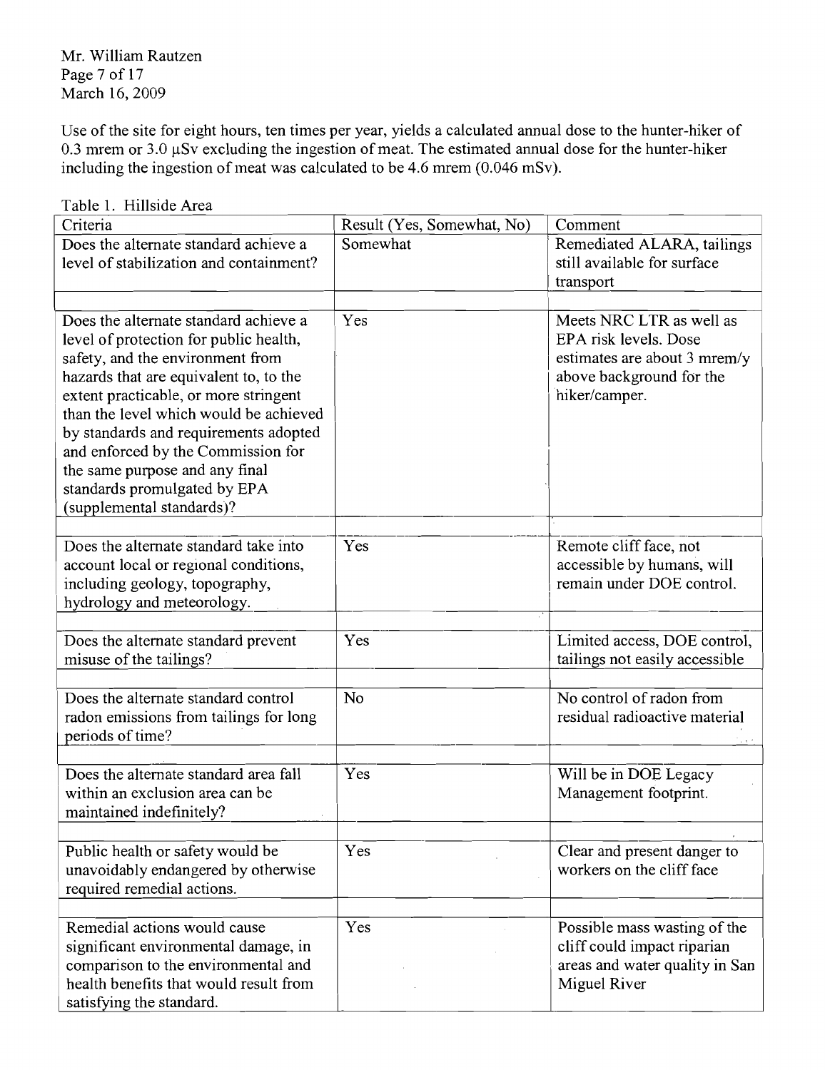Use of the site for eight hours, ten times per year, yields a calculated annual dose to the hunter-hiker of 0.3 mrem or 3.0 μSv excluding the ingestion of meat. The estimated annual dose for the hunter-hiker including the ingestion of meat was calculated to be 4.6 mrem (0.046 mSv).

Table 1. Hillside Area

| Criteria | Result (Yes, Somewhat, No) | Comment |
|---|---|---|
| Does the alternate standard achieve a level of stabilization and containment? | Somewhat | Remediated ALARA, tailings still available for surface transport |
| Does the alternate standard achieve a level of protection for public health, safety, and the environment from hazards that are equivalent to, to the extent practicable, or more stringent than the level which would be achieved by standards and requirements adopted and enforced by the Commission for the same purpose and any final standards promulgated by EPA (supplemental standards)? | Yes | Meets NRC LTR as well as EPA risk levels. Dose estimates are about 3 mrem/y above background for the hiker/camper. |
| Does the alternate standard take into account local or regional conditions, including geology, topography, hydrology and meteorology. | Yes | Remote cliff face, not accessible by humans, will remain under DOE control. |
| Does the alternate standard prevent misuse of the tailings? | Yes | Limited access, DOE control, tailings not easily accessible |
| Does the alternate standard control radon emissions from tailings for long periods of time? | No | No control of radon from residual radioactive material |
| Does the alternate standard area fall within an exclusion area can be maintained indefinitely? | Yes | Will be in DOE Legacy Management footprint. |
| Public health or safety would be unavoidably endangered by otherwise required remedial actions. | Yes | Clear and present danger to workers on the cliff face |
| Remedial actions would cause significant environmental damage, in comparison to the environmental and health benefits that would result from satisfying the standard. | Yes | Possible mass wasting of the cliff could impact riparian areas and water quality in San Miguel River |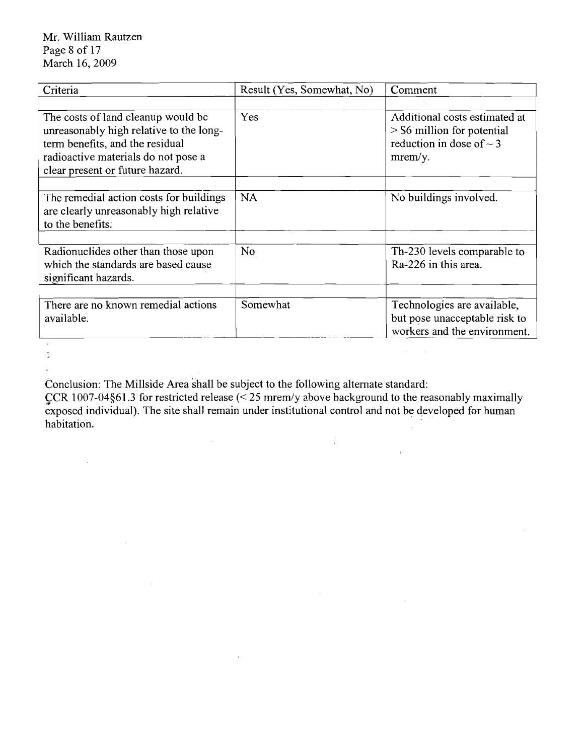| Criteria | Result (Yes, Somewhat, No) | Comment |
|---|---|---|
| The costs of land cleanup would be unreasonably high relative to the long-term benefits, and the residual radioactive materials do not pose a clear present or future hazard. | Yes | Additional costs estimated at > \$6 million for potential reduction in dose of ~ 3 mrem/y. |
| The remedial action costs for buildings are clearly unreasonably high relative to the benefits. | NA | No buildings involved. |
| Radionuclides other than those upon which the standards are based cause significant hazards. | No | Th-230 levels comparable to Ra-226 in this area. |
| There are no known remedial actions available. | Somewhat | Technologies are available, but pose unacceptable risk to workers and the environment. |

Conclusion: The Millside Area shall be subject to the following alternate standard:
CCR 1007-04§61.3 for restricted release (< 25 mrem/y above background to the reasonably maximally exposed individual). The site shall remain under institutional control and not be developed for human habitation.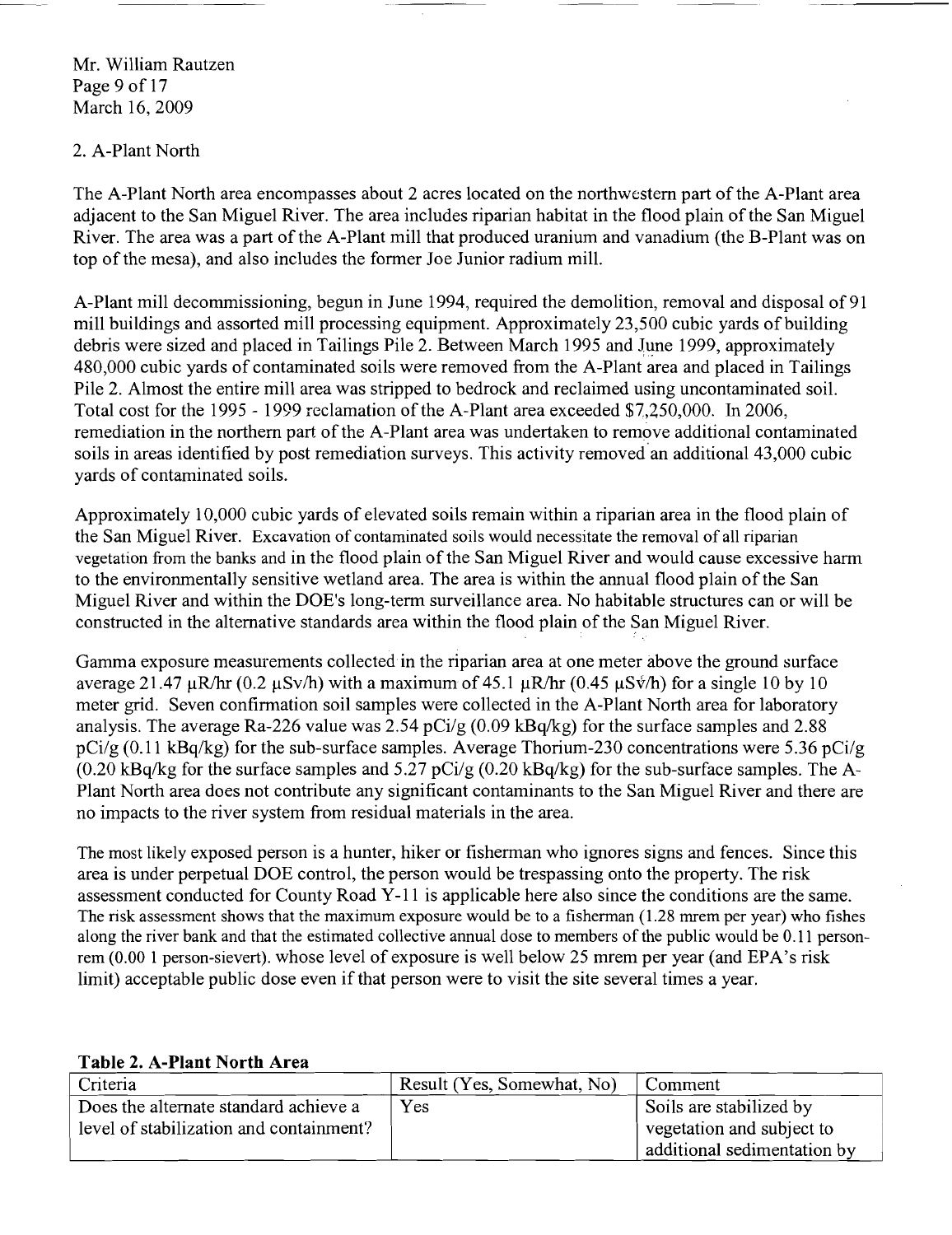Mr. William Rautzen
Page 9 of 17
March 16, 2009

## 2. A-Plant North

The A-Plant North area encompasses about 2 acres located on the northwestern part of the A-Plant area adjacent to the San Miguel River. The area includes riparian habitat in the flood plain of the San Miguel River. The area was a part of the A-Plant mill that produced uranium and vanadium (the B-Plant was on top of the mesa), and also includes the former Joe Junior radium mill.

A-Plant mill decommissioning, begun in June 1994, required the demolition, removal and disposal of 91 mill buildings and assorted mill processing equipment. Approximately 23,500 cubic yards of building debris were sized and placed in Tailings Pile 2. Between March 1995 and June 1999, approximately 480,000 cubic yards of contaminated soils were removed from the A-Plant area and placed in Tailings Pile 2. Almost the entire mill area was stripped to bedrock and reclaimed using uncontaminated soil. Total cost for the 1995 - 1999 reclamation of the A-Plant area exceeded $7,250,000. In 2006, remediation in the northern part of the A-Plant area was undertaken to remove additional contaminated soils in areas identified by post remediation surveys. This activity removed an additional 43,000 cubic yards of contaminated soils.

Approximately 10,000 cubic yards of elevated soils remain within a riparian area in the flood plain of the San Miguel River. Excavation of contaminated soils would necessitate the removal of all riparian vegetation from the banks and in the flood plain of the San Miguel River and would cause excessive harm to the environmentally sensitive wetland area. The area is within the annual flood plain of the San Miguel River and within the DOE's long-term surveillance area. No habitable structures can or will be constructed in the alternative standards area within the flood plain of the San Miguel River.

Gamma exposure measurements collected in the riparian area at one meter above the ground surface average 21.47 μR/hr (0.2 μSv/h) with a maximum of 45.1 μR/hr (0.45 μSv/h) for a single 10 by 10 meter grid. Seven confirmation soil samples were collected in the A-Plant North area for laboratory analysis. The average Ra-226 value was 2.54 pCi/g (0.09 kBq/kg) for the surface samples and 2.88 pCi/g (0.11 kBq/kg) for the sub-surface samples. Average Thorium-230 concentrations were 5.36 pCi/g (0.20 kBq/kg for the surface samples and 5.27 pCi/g (0.20 kBq/kg) for the sub-surface samples. The A-Plant North area does not contribute any significant contaminants to the San Miguel River and there are no impacts to the river system from residual materials in the area.

The most likely exposed person is a hunter, hiker or fisherman who ignores signs and fences. Since this area is under perpetual DOE control, the person would be trespassing onto the property. The risk assessment conducted for County Road Y-11 is applicable here also since the conditions are the same. The risk assessment shows that the maximum exposure would be to a fisherman (1.28 mrem per year) who fishes along the river bank and that the estimated collective annual dose to members of the public would be 0.11 person-rem (0.00 1 person-sievert). whose level of exposure is well below 25 mrem per year (and EPA's risk limit) acceptable public dose even if that person were to visit the site several times a year.

**Table 2. A-Plant North Area**

| Criteria | Result (Yes, Somewhat, No) | Comment |
|---|---|---|
| Does the alternate standard achieve a level of stabilization and containment? | Yes | Soils are stabilized by vegetation and subject to additional sedimentation by |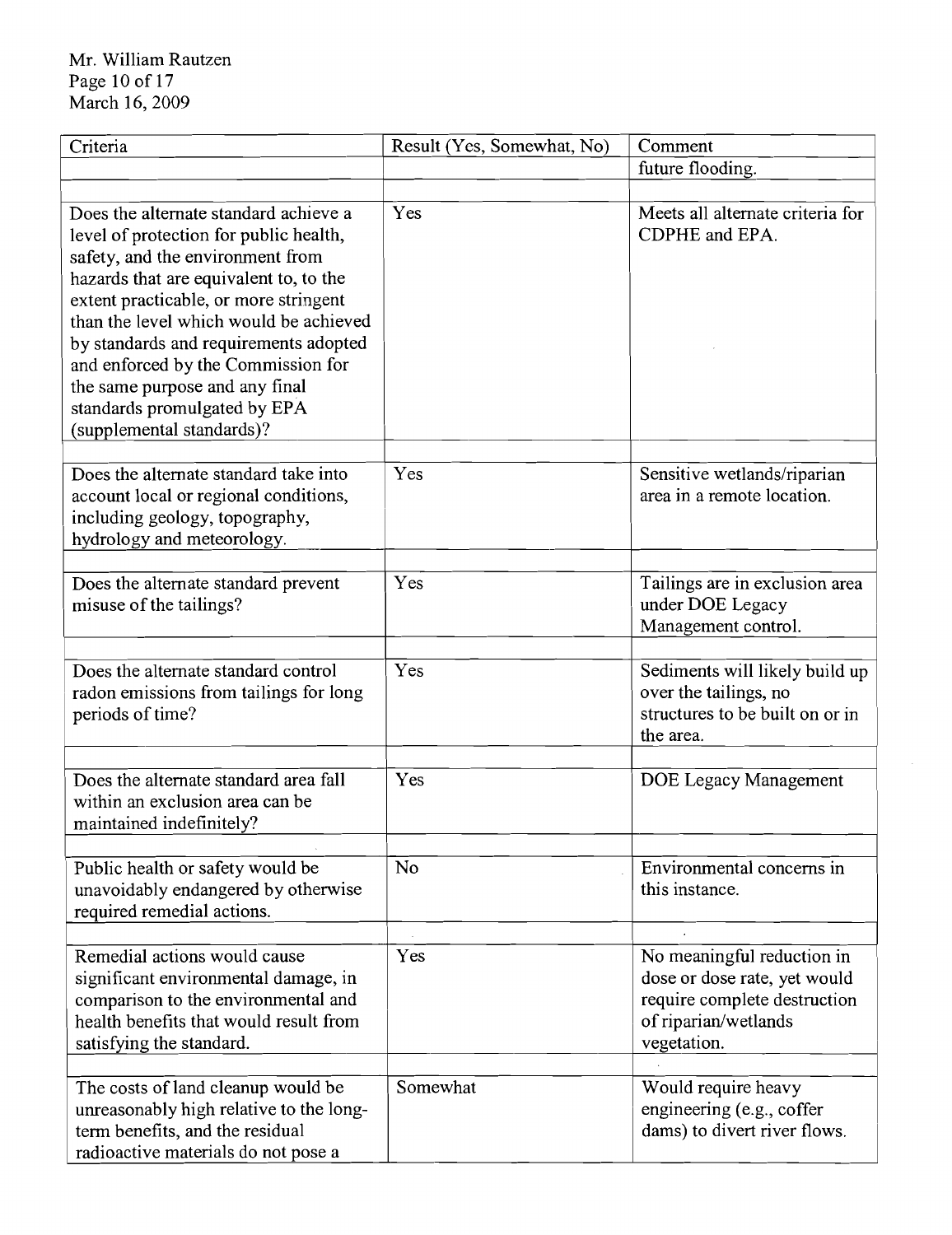| Criteria | Result (Yes, Somewhat, No) | Comment |
|---|---|---|
| | | future flooding. |
| Does the alternate standard achieve a level of protection for public health, safety, and the environment from hazards that are equivalent to, to the extent practicable, or more stringent than the level which would be achieved by standards and requirements adopted and enforced by the Commission for the same purpose and any final standards promulgated by EPA (supplemental standards)? | Yes | Meets all alternate criteria for CDPHE and EPA. |
| Does the alternate standard take into account local or regional conditions, including geology, topography, hydrology and meteorology. | Yes | Sensitive wetlands/riparian area in a remote location. |
| Does the alternate standard prevent misuse of the tailings? | Yes | Tailings are in exclusion area under DOE Legacy Management control. |
| Does the alternate standard control radon emissions from tailings for long periods of time? | Yes | Sediments will likely build up over the tailings, no structures to be built on or in the area. |
| Does the alternate standard area fall within an exclusion area can be maintained indefinitely? | Yes | DOE Legacy Management |
| Public health or safety would be unavoidably endangered by otherwise required remedial actions. | No | Environmental concerns in this instance. |
| Remedial actions would cause significant environmental damage, in comparison to the environmental and health benefits that would result from satisfying the standard. | Yes | No meaningful reduction in dose or dose rate, yet would require complete destruction of riparian/wetlands vegetation. |
| The costs of land cleanup would be unreasonably high relative to the long-term benefits, and the residual radioactive materials do not pose a | Somewhat | Would require heavy engineering (e.g., coffer dams) to divert river flows. |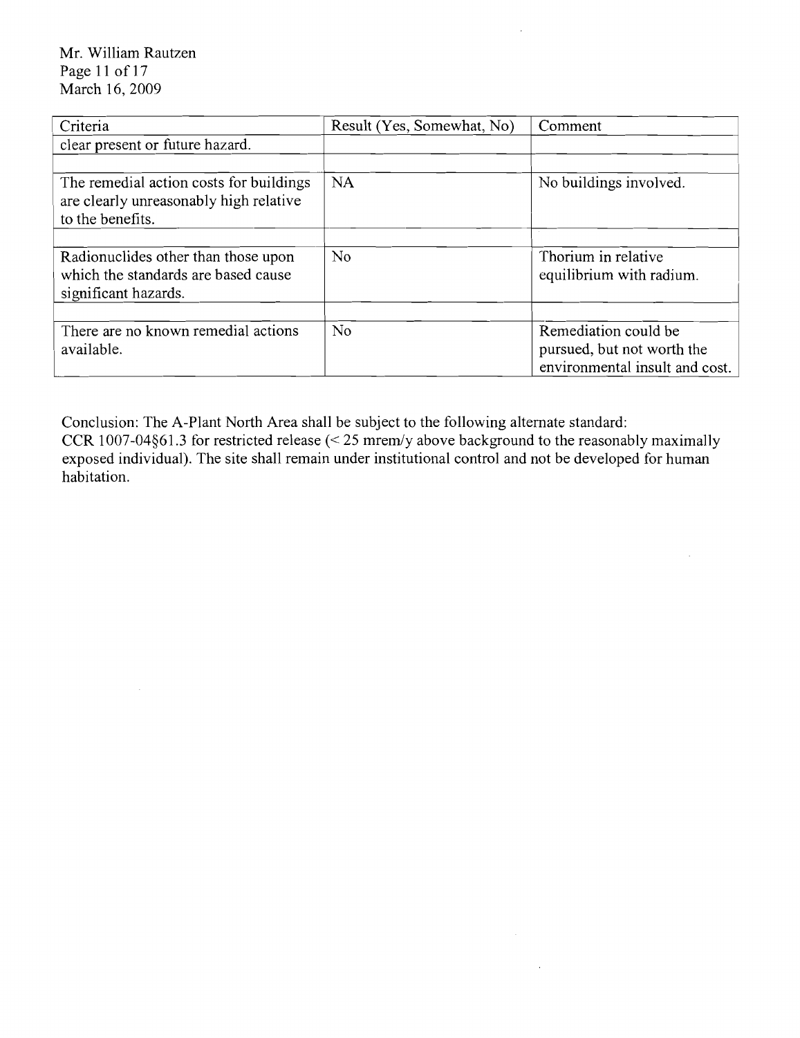| Criteria | Result (Yes, Somewhat, No) | Comment |
|---|---|---|
| clear present or future hazard. | | |
| | | |
| The remedial action costs for buildings are clearly unreasonably high relative to the benefits. | NA | No buildings involved. |
| | | |
| Radionuclides other than those upon which the standards are based cause significant hazards. | No | Thorium in relative equilibrium with radium. |
| | | |
| There are no known remedial actions available. | No | Remediation could be pursued, but not worth the environmental insult and cost. |

Conclusion: The A-Plant North Area shall be subject to the following alternate standard:
CCR 1007-04§61.3 for restricted release (< 25 mrem/y above background to the reasonably maximally exposed individual). The site shall remain under institutional control and not be developed for human habitation.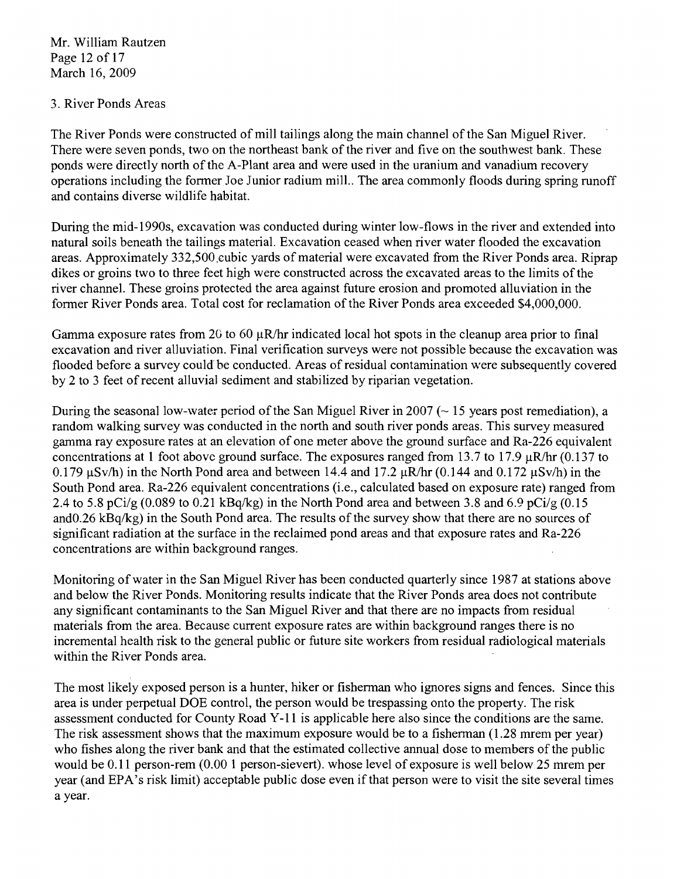3. River Ponds Areas

The River Ponds were constructed of mill tailings along the main channel of the San Miguel River. There were seven ponds, two on the northeast bank of the river and five on the southwest bank. These ponds were directly north of the A-Plant area and were used in the uranium and vanadium recovery operations including the former Joe Junior radium mill.. The area commonly floods during spring runoff and contains diverse wildlife habitat.

During the mid-1990s, excavation was conducted during winter low-flows in the river and extended into natural soils beneath the tailings material. Excavation ceased when river water flooded the excavation areas. Approximately 332,500,cubic yards of material were excavated from the River Ponds area. Riprap dikes or groins two to three feet high were constructed across the excavated areas to the limits of the river channel. These groins protected the area against future erosion and promoted alluviation in the former River Ponds area. Total cost for reclamation of the River Ponds area exceeded $4,000,000.

Gamma exposure rates from 20 to 60 μR/hr indicated local hot spots in the cleanup area prior to final excavation and river alluviation. Final verification surveys were not possible because the excavation was flooded before a survey could be conducted. Areas of residual contamination were subsequently covered by 2 to 3 feet of recent alluvial sediment and stabilized by riparian vegetation.

During the seasonal low-water period of the San Miguel River in 2007 (~ 15 years post remediation), a random walking survey was conducted in the north and south river ponds areas. This survey measured gamma ray exposure rates at an elevation of one meter above the ground surface and Ra-226 equivalent concentrations at 1 foot above ground surface. The exposures ranged from 13.7 to 17.9 μR/hr (0.137 to 0.179 μSv/h) in the North Pond area and between 14.4 and 17.2 μR/hr (0.144 and 0.172 μSv/h) in the South Pond area. Ra-226 equivalent concentrations (i.e., calculated based on exposure rate) ranged from 2.4 to 5.8 pCi/g (0.089 to 0.21 kBq/kg) in the North Pond area and between 3.8 and 6.9 pCi/g (0.15 and0.26 kBq/kg) in the South Pond area. The results of the survey show that there are no sources of significant radiation at the surface in the reclaimed pond areas and that exposure rates and Ra-226 concentrations are within background ranges.

Monitoring of water in the San Miguel River has been conducted quarterly since 1987 at stations above and below the River Ponds. Monitoring results indicate that the River Ponds area does not contribute any significant contaminants to the San Miguel River and that there are no impacts from residual materials from the area. Because current exposure rates are within background ranges there is no incremental health risk to the general public or future site workers from residual radiological materials within the River Ponds area.

The most likely exposed person is a hunter, hiker or fisherman who ignores signs and fences. Since this area is under perpetual DOE control, the person would be trespassing onto the property. The risk assessment conducted for County Road Y-11 is applicable here also since the conditions are the same. The risk assessment shows that the maximum exposure would be to a fisherman (1.28 mrem per year) who fishes along the river bank and that the estimated collective annual dose to members of the public would be 0.11 person-rem (0.00 1 person-sievert). whose level of exposure is well below 25 mrem per year (and EPA's risk limit) acceptable public dose even if that person were to visit the site several times a year.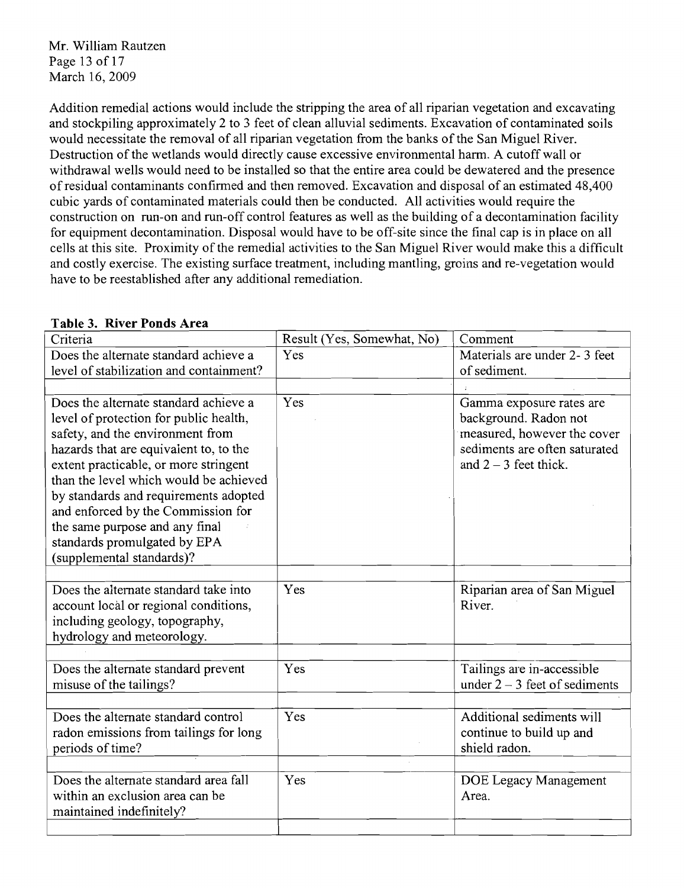Mr. William Rautzen
March 16, 2009

Addition remedial actions would include the stripping the area of all riparian vegetation and excavating and stockpiling approximately 2 to 3 feet of clean alluvial sediments. Excavation of contaminated soils would necessitate the removal of all riparian vegetation from the banks of the San Miguel River. Destruction of the wetlands would directly cause excessive environmental harm. A cutoff wall or withdrawal wells would need to be installed so that the entire area could be dewatered and the presence of residual contaminants confirmed and then removed. Excavation and disposal of an estimated 48,400 cubic yards of contaminated materials could then be conducted. All activities would require the construction on run-on and run-off control features as well as the building of a decontamination facility for equipment decontamination. Disposal would have to be off-site since the final cap is in place on all cells at this site. Proximity of the remedial activities to the San Miguel River would make this a difficult and costly exercise. The existing surface treatment, including mantling, groins and re-vegetation would have to be reestablished after any additional remediation.

**Table 3. River Ponds Area**

| Criteria | Result (Yes, Somewhat, No) | Comment |
|---|---|---|
| Does the alternate standard achieve a level of stabilization and containment? | Yes | Materials are under 2- 3 feet of sediment. |
| Does the alternate standard achieve a level of protection for public health, safety, and the environment from hazards that are equivalent to, to the extent practicable, or more stringent than the level which would be achieved by standards and requirements adopted and enforced by the Commission for the same purpose and any final standards promulgated by EPA (supplemental standards)? | Yes | Gamma exposure rates are background. Radon not measured, however the cover sediments are often saturated and 2 – 3 feet thick. |
| Does the alternate standard take into account local or regional conditions, including geology, topography, hydrology and meteorology. | Yes | Riparian area of San Miguel River. |
| Does the alternate standard prevent misuse of the tailings? | Yes | Tailings are in-accessible under 2 – 3 feet of sediments |
| Does the alternate standard control radon emissions from tailings for long periods of time? | Yes | Additional sediments will continue to build up and shield radon. |
| Does the alternate standard area fall within an exclusion area can be maintained indefinitely? | Yes | DOE Legacy Management Area. |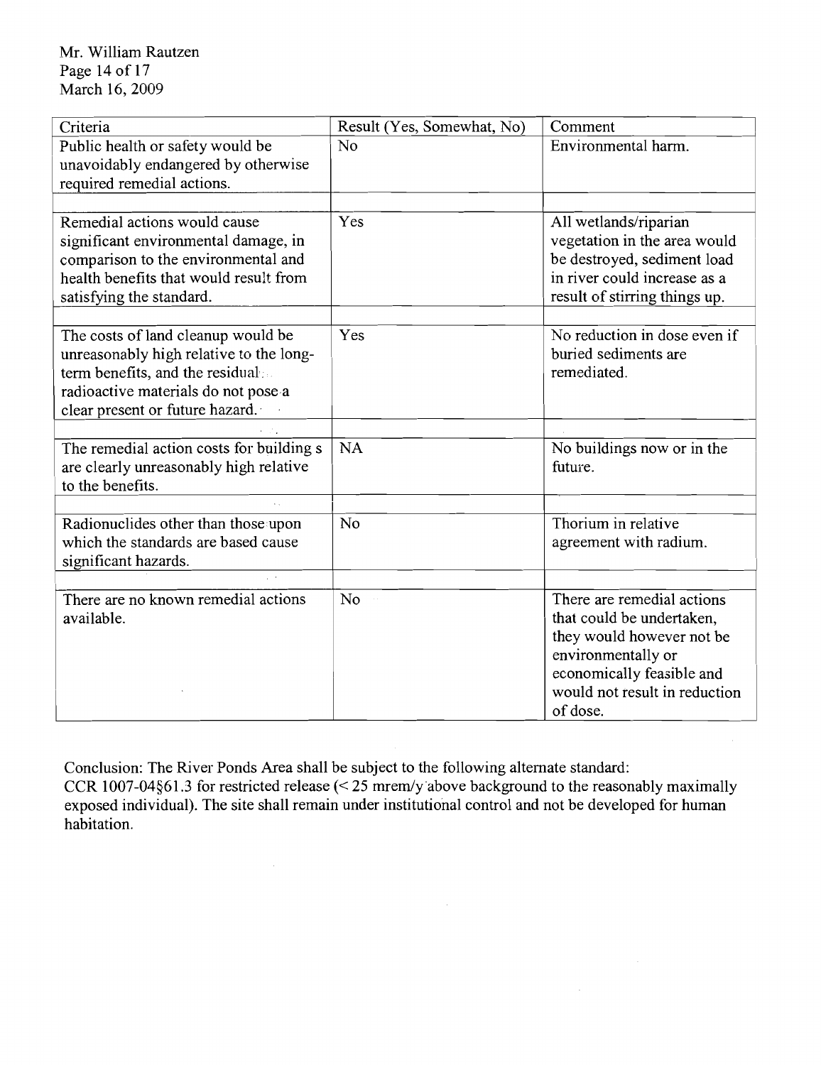Mr. William Rautzen
March 16, 2009

| Criteria | Result (Yes, Somewhat, No) | Comment |
| --- | --- | --- |
| Public health or safety would be unavoidably endangered by otherwise required remedial actions. | No | Environmental harm. |
| | | |
| Remedial actions would cause significant environmental damage, in comparison to the environmental and health benefits that would result from satisfying the standard. | Yes | All wetlands/riparian vegetation in the area would be destroyed, sediment load in river could increase as a result of stirring things up. |
| | | |
| The costs of land cleanup would be unreasonably high relative to the long-term benefits, and the residual radioactive materials do not pose a clear present or future hazard. | Yes | No reduction in dose even if buried sediments are remediated. |
| | | |
| The remedial action costs for building s are clearly unreasonably high relative to the benefits. | NA | No buildings now or in the future. |
| | | |
| Radionuclides other than those upon which the standards are based cause significant hazards. | No | Thorium in relative agreement with radium. |
| | | |
| There are no known remedial actions available. | No | There are remedial actions that could be undertaken, they would however not be environmentally or economically feasible and would not result in reduction of dose. |

Conclusion: The River Ponds Area shall be subject to the following alternate standard:
CCR 1007-04§61.3 for restricted release (< 25 mrem/y above background to the reasonably maximally exposed individual). The site shall remain under institutional control and not be developed for human habitation.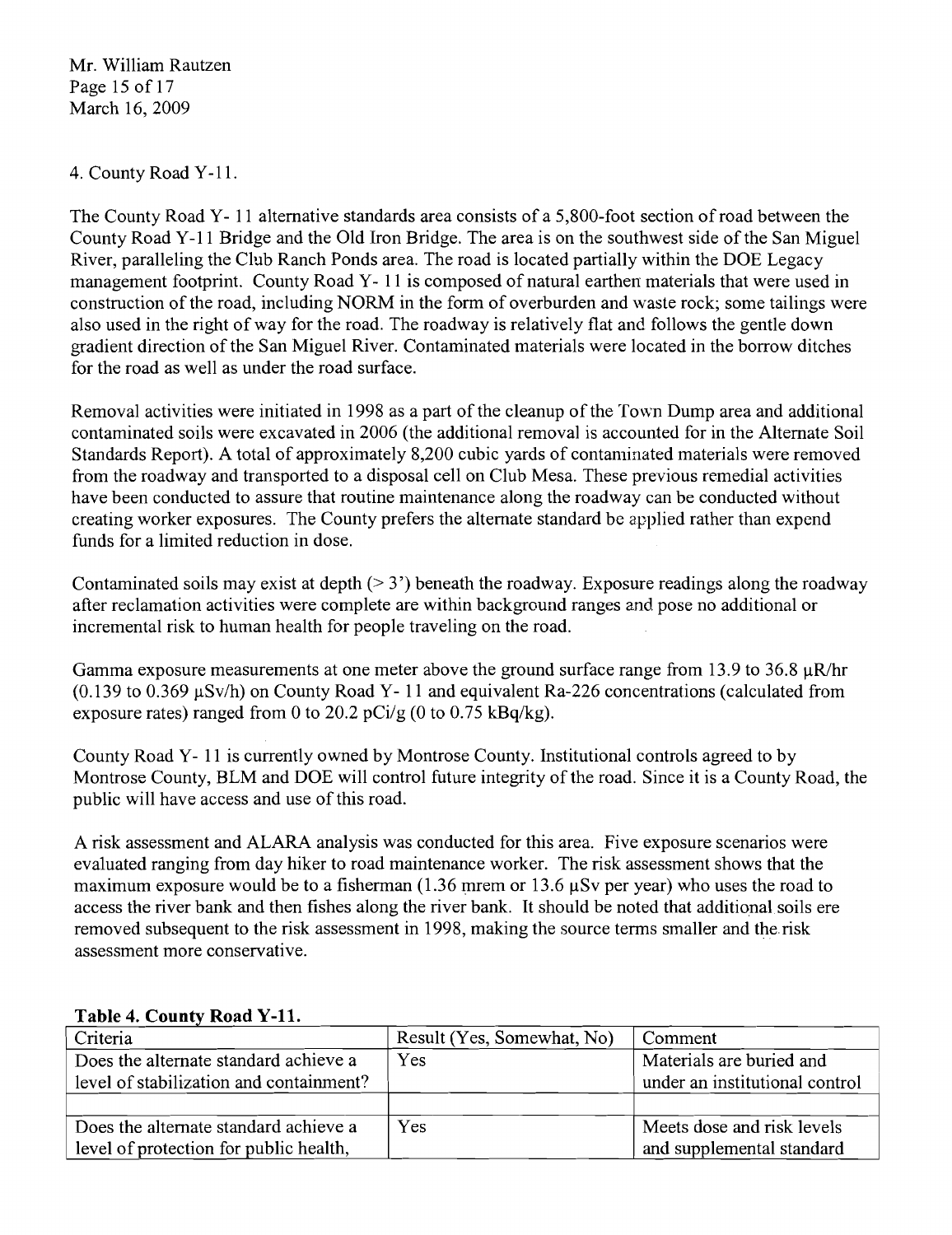4. County Road Y-11.

The County Road Y- 11 alternative standards area consists of a 5,800-foot section of road between the County Road Y-11 Bridge and the Old Iron Bridge. The area is on the southwest side of the San Miguel River, paralleling the Club Ranch Ponds area. The road is located partially within the DOE Legacy management footprint. County Road Y- 11 is composed of natural earthen materials that were used in construction of the road, including NORM in the form of overburden and waste rock; some tailings were also used in the right of way for the road. The roadway is relatively flat and follows the gentle down gradient direction of the San Miguel River. Contaminated materials were located in the borrow ditches for the road as well as under the road surface.

Removal activities were initiated in 1998 as a part of the cleanup of the Town Dump area and additional contaminated soils were excavated in 2006 (the additional removal is accounted for in the Alternate Soil Standards Report). A total of approximately 8,200 cubic yards of contaminated materials were removed from the roadway and transported to a disposal cell on Club Mesa. These previous remedial activities have been conducted to assure that routine maintenance along the roadway can be conducted without creating worker exposures. The County prefers the alternate standard be applied rather than expend funds for a limited reduction in dose.

Contaminated soils may exist at depth (> 3') beneath the roadway. Exposure readings along the roadway after reclamation activities were complete are within background ranges and pose no additional or incremental risk to human health for people traveling on the road.

Gamma exposure measurements at one meter above the ground surface range from 13.9 to 36.8 μR/hr (0.139 to 0.369 μSv/h) on County Road Y- 11 and equivalent Ra-226 concentrations (calculated from exposure rates) ranged from 0 to 20.2 pCi/g (0 to 0.75 kBq/kg).

County Road Y- 11 is currently owned by Montrose County. Institutional controls agreed to by Montrose County, BLM and DOE will control future integrity of the road. Since it is a County Road, the public will have access and use of this road.

A risk assessment and ALARA analysis was conducted for this area. Five exposure scenarios were evaluated ranging from day hiker to road maintenance worker. The risk assessment shows that the maximum exposure would be to a fisherman (1.36 mrem or 13.6 μSv per year) who uses the road to access the river bank and then fishes along the river bank. It should be noted that additional soils ere removed subsequent to the risk assessment in 1998, making the source terms smaller and the risk assessment more conservative.

**Table 4. County Road Y-11.**

| Criteria | Result (Yes, Somewhat, No) | Comment |
|---|---|---|
| Does the alternate standard achieve a level of stabilization and containment? | Yes | Materials are buried and under an institutional control |
| | | |
| Does the alternate standard achieve a level of protection for public health, | Yes | Meets dose and risk levels and supplemental standard |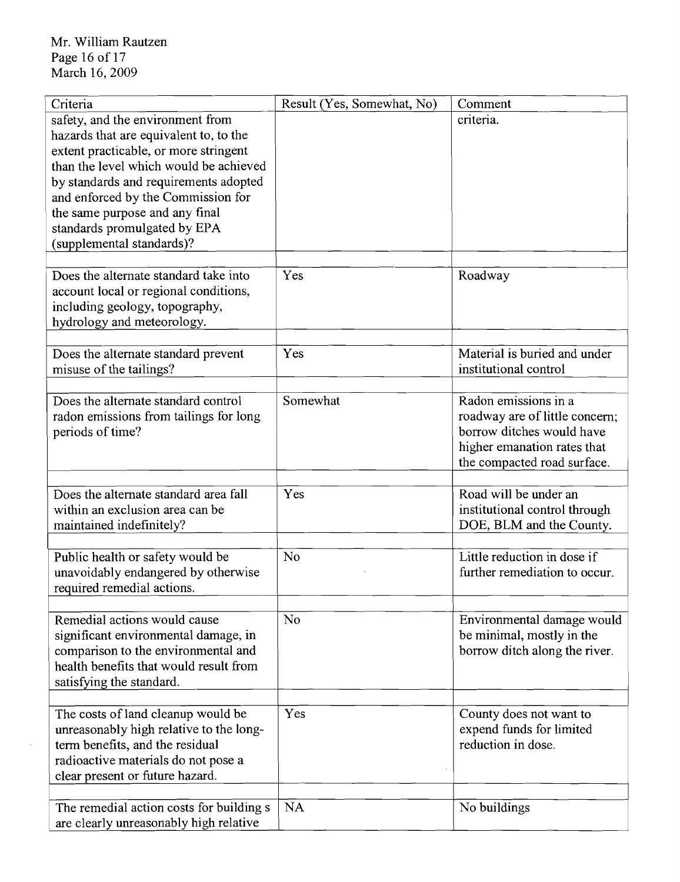| Criteria | Result (Yes, Somewhat, No) | Comment |
|---|---|---|
| safety, and the environment from hazards that are equivalent to, to the extent practicable, or more stringent than the level which would be achieved by standards and requirements adopted and enforced by the Commission for the same purpose and any final standards promulgated by EPA (supplemental standards)? | | criteria. |
| | | |
| Does the alternate standard take into account local or regional conditions, including geology, topography, hydrology and meteorology. | Yes | Roadway |
| | | |
| Does the alternate standard prevent misuse of the tailings? | Yes | Material is buried and under institutional control |
| | | |
| Does the alternate standard control radon emissions from tailings for long periods of time? | Somewhat | Radon emissions in a roadway are of little concern; borrow ditches would have higher emanation rates that the compacted road surface. |
| | | |
| Does the alternate standard area fall within an exclusion area can be maintained indefinitely? | Yes | Road will be under an institutional control through DOE, BLM and the County. |
| | | |
| Public health or safety would be unavoidably endangered by otherwise required remedial actions. | No | Little reduction in dose if further remediation to occur. |
| | | |
| Remedial actions would cause significant environmental damage, in comparison to the environmental and health benefits that would result from satisfying the standard. | No | Environmental damage would be minimal, mostly in the borrow ditch along the river. |
| | | |
| The costs of land cleanup would be unreasonably high relative to the long-term benefits, and the residual radioactive materials do not pose a clear present or future hazard. | Yes | County does not want to expend funds for limited reduction in dose. |
| | | |
| The remedial action costs for building s are clearly unreasonably high relative | NA | No buildings |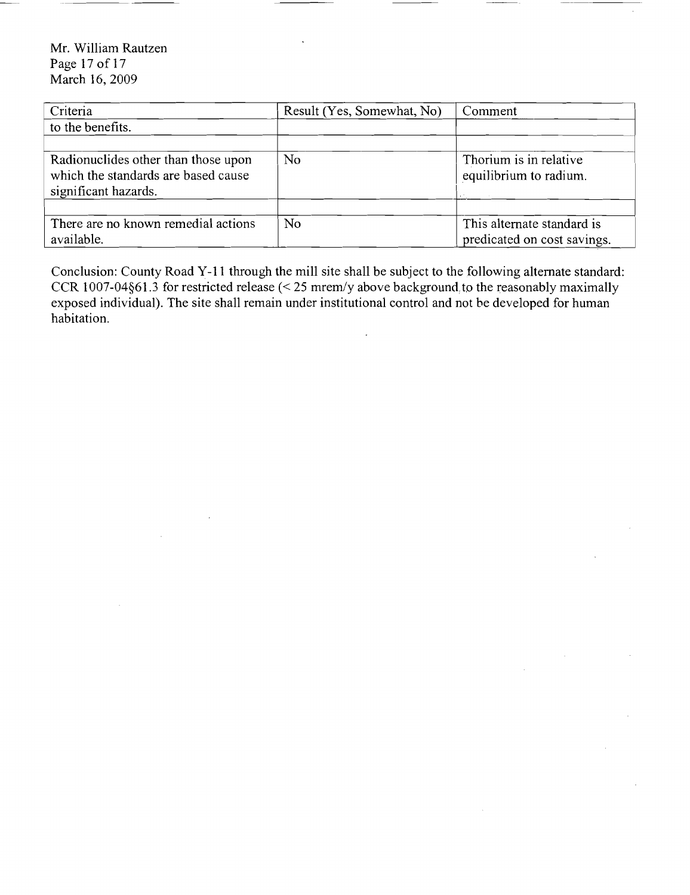| Criteria | Result (Yes, Somewhat, No) | Comment |
| --- | --- | --- |
| to the benefits. | | |
| | | |
| Radionuclides other than those upon which the standards are based cause significant hazards. | No | Thorium is in relative equilibrium to radium. |
| | | |
| There are no known remedial actions available. | No | This alternate standard is predicated on cost savings. |

Conclusion: County Road Y-11 through the mill site shall be subject to the following alternate standard: CCR 1007-04§61.3 for restricted release (< 25 mrem/y above background to the reasonably maximally exposed individual). The site shall remain under institutional control and not be developed for human habitation.